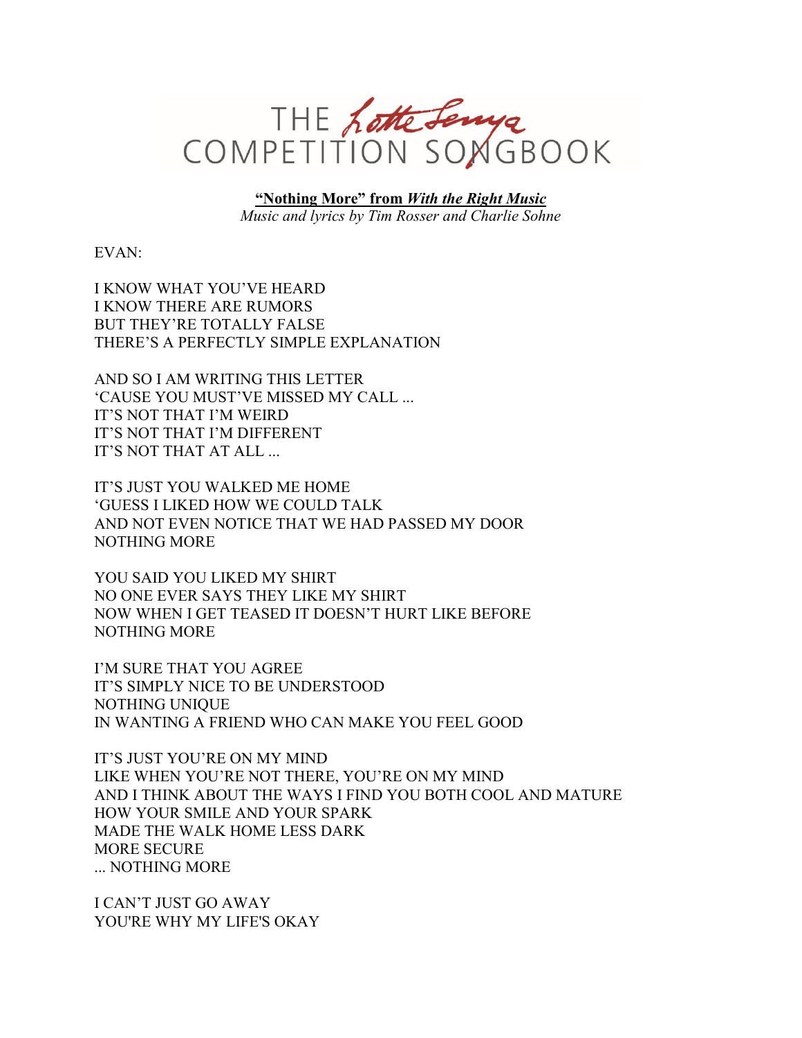# THE Lotte Lenya COMPETITION SONGBOOK

**"Nothing More" from *With the Right Music***

*Music and lyrics by Tim Rosser and Charlie Sohne*

EVAN:

I KNOW WHAT YOU'VE HEARD
I KNOW THERE ARE RUMORS
BUT THEY'RE TOTALLY FALSE
THERE'S A PERFECTLY SIMPLE EXPLANATION

AND SO I AM WRITING THIS LETTER
'CAUSE YOU MUST'VE MISSED MY CALL ...
IT'S NOT THAT I'M WEIRD
IT'S NOT THAT I'M DIFFERENT
IT'S NOT THAT AT ALL ...

IT'S JUST YOU WALKED ME HOME
'GUESS I LIKED HOW WE COULD TALK
AND NOT EVEN NOTICE THAT WE HAD PASSED MY DOOR
NOTHING MORE

YOU SAID YOU LIKED MY SHIRT
NO ONE EVER SAYS THEY LIKE MY SHIRT
NOW WHEN I GET TEASED IT DOESN'T HURT LIKE BEFORE
NOTHING MORE

I'M SURE THAT YOU AGREE
IT'S SIMPLY NICE TO BE UNDERSTOOD
NOTHING UNIQUE
IN WANTING A FRIEND WHO CAN MAKE YOU FEEL GOOD

IT'S JUST YOU'RE ON MY MIND
LIKE WHEN YOU'RE NOT THERE, YOU'RE ON MY MIND
AND I THINK ABOUT THE WAYS I FIND YOU BOTH COOL AND MATURE
HOW YOUR SMILE AND YOUR SPARK
MADE THE WALK HOME LESS DARK
MORE SECURE
... NOTHING MORE

I CAN'T JUST GO AWAY
YOU'RE WHY MY LIFE'S OKAY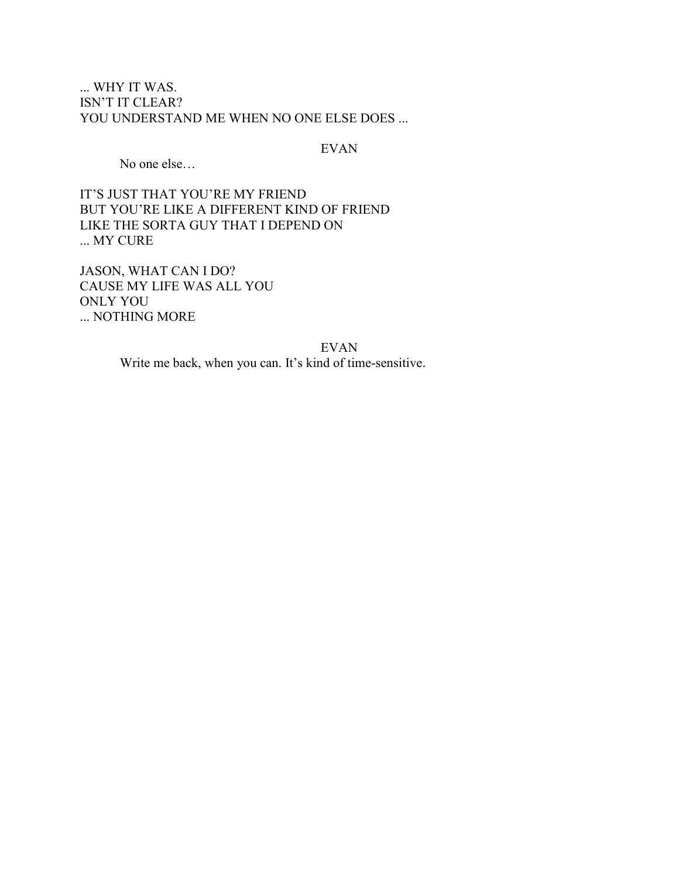... WHY IT WAS.
ISN'T IT CLEAR?
YOU UNDERSTAND ME WHEN NO ONE ELSE DOES ...

EVAN

No one else…

IT'S JUST THAT YOU'RE MY FRIEND
BUT YOU'RE LIKE A DIFFERENT KIND OF FRIEND
LIKE THE SORTA GUY THAT I DEPEND ON
... MY CURE

JASON, WHAT CAN I DO?
CAUSE MY LIFE WAS ALL YOU
ONLY YOU
... NOTHING MORE

EVAN

Write me back, when you can. It's kind of time-sensitive.